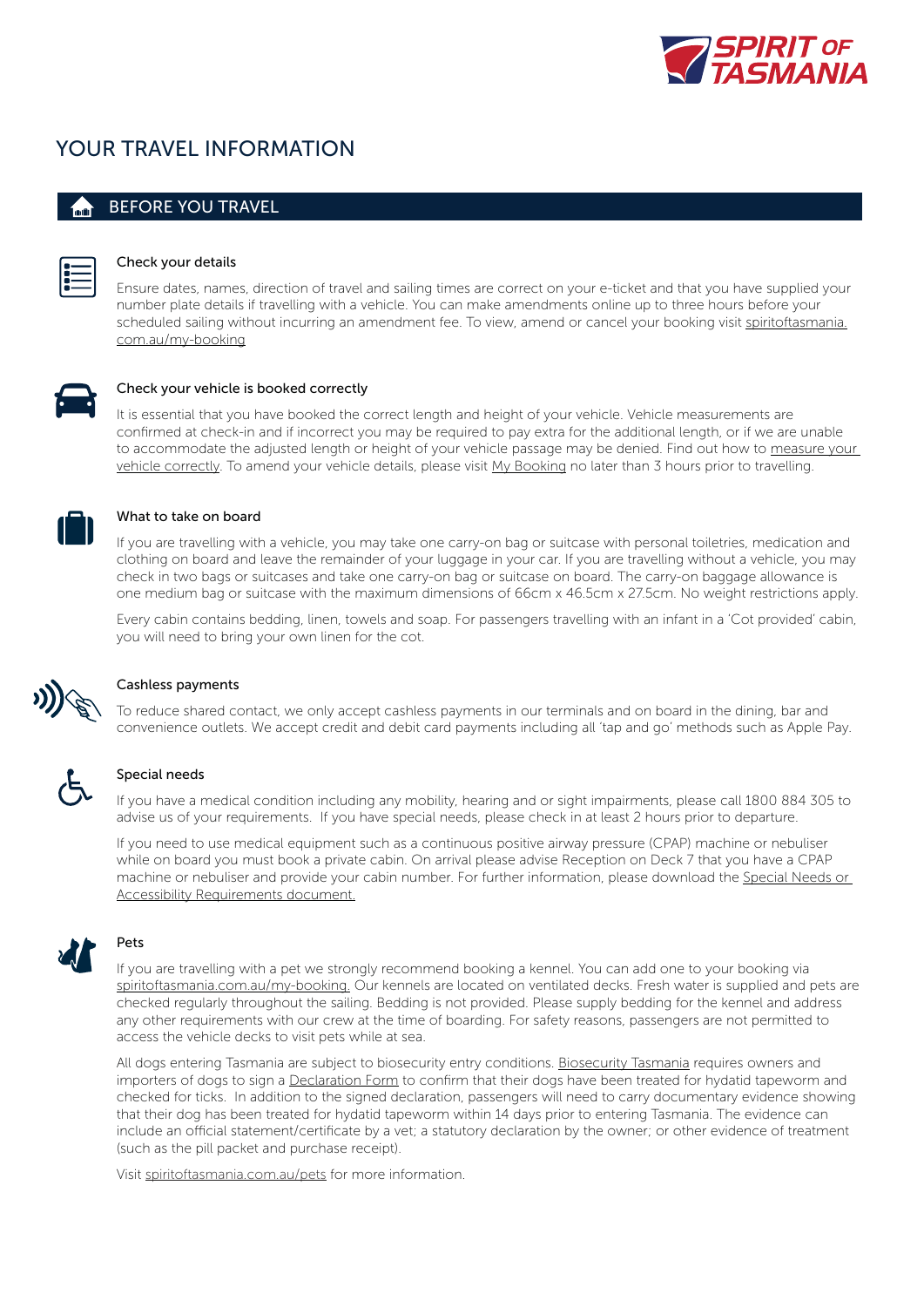# YOUR TRAVEL INFORMATION

## BEFORE YOU TRAVEL

### Check your details

Ensure dates, names, direction of travel and sailing times are correct on your e-ticket and that you have supplied your number plate details if travelling with a vehicle. You can make amendments online up to three hours before your scheduled sailing without incurring an amendment fee. To view, amend or cancel your booking visit spiritoftasmania.com.au/my-booking

### Check your vehicle is booked correctly

It is essential that you have booked the correct length and height of your vehicle. Vehicle measurements are confirmed at check-in and if incorrect you may be required to pay extra for the additional length, or if we are unable to accommodate the adjusted length or height of your vehicle passage may be denied. Find out how to measure your vehicle correctly. To amend your vehicle details, please visit My Booking no later than 3 hours prior to travelling.

### What to take on board

If you are travelling with a vehicle, you may take one carry-on bag or suitcase with personal toiletries, medication and clothing on board and leave the remainder of your luggage in your car. If you are travelling without a vehicle, you may check in two bags or suitcases and take one carry-on bag or suitcase on board. The carry-on baggage allowance is one medium bag or suitcase with the maximum dimensions of 66cm x 46.5cm x 27.5cm. No weight restrictions apply.

Every cabin contains bedding, linen, towels and soap. For passengers travelling with an infant in a 'Cot provided' cabin, you will need to bring your own linen for the cot.

### Cashless payments

To reduce shared contact, we only accept cashless payments in our terminals and on board in the dining, bar and convenience outlets. We accept credit and debit card payments including all 'tap and go' methods such as Apple Pay.

### Special needs

If you have a medical condition including any mobility, hearing and or sight impairments, please call 1800 884 305 to advise us of your requirements. If you have special needs, please check in at least 2 hours prior to departure.

If you need to use medical equipment such as a continuous positive airway pressure (CPAP) machine or nebuliser while on board you must book a private cabin. On arrival please advise Reception on Deck 7 that you have a CPAP machine or nebuliser and provide your cabin number. For further information, please download the Special Needs or Accessibility Requirements document.

### Pets

If you are travelling with a pet we strongly recommend booking a kennel. You can add one to your booking via spiritoftasmania.com.au/my-booking. Our kennels are located on ventilated decks. Fresh water is supplied and pets are checked regularly throughout the sailing. Bedding is not provided. Please supply bedding for the kennel and address any other requirements with our crew at the time of boarding. For safety reasons, passengers are not permitted to access the vehicle decks to visit pets while at sea.

All dogs entering Tasmania are subject to biosecurity entry conditions. Biosecurity Tasmania requires owners and importers of dogs to sign a Declaration Form to confirm that their dogs have been treated for hydatid tapeworm and checked for ticks. In addition to the signed declaration, passengers will need to carry documentary evidence showing that their dog has been treated for hydatid tapeworm within 14 days prior to entering Tasmania. The evidence can include an official statement/certificate by a vet; a statutory declaration by the owner; or other evidence of treatment (such as the pill packet and purchase receipt).

Visit spiritoftasmania.com.au/pets for more information.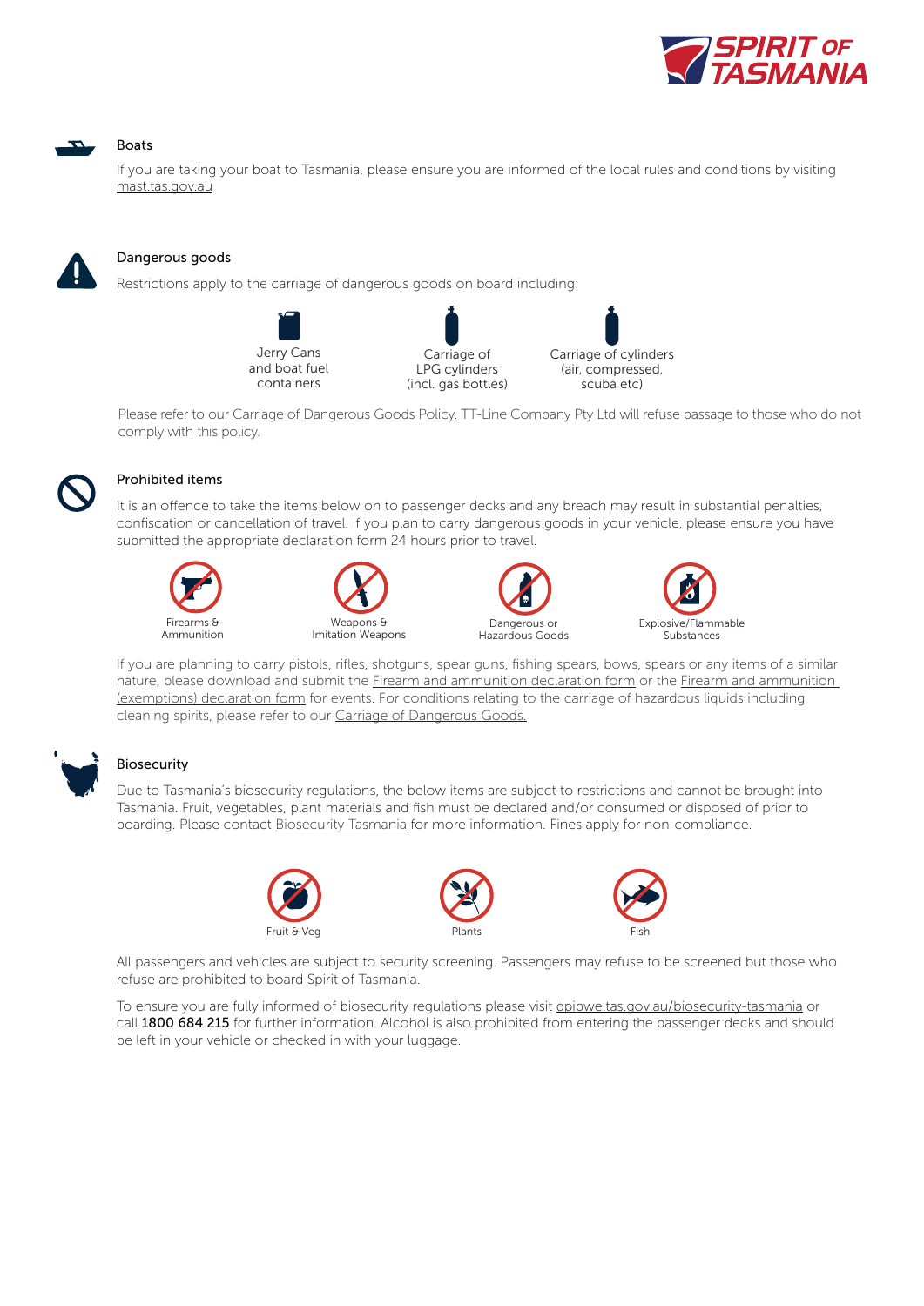## Boats

If you are taking your boat to Tasmania, please ensure you are informed of the local rules and conditions by visiting mast.tas.gov.au

## Dangerous goods

Restrictions apply to the carriage of dangerous goods on board including:

- Jerry Cans and boat fuel containers
- Carriage of LPG cylinders (incl. gas bottles)
- Carriage of cylinders (air, compressed, scuba etc)

Please refer to our Carriage of Dangerous Goods Policy. TT-Line Company Pty Ltd will refuse passage to those who do not comply with this policy.

## Prohibited items

It is an offence to take the items below on to passenger decks and any breach may result in substantial penalties, confiscation or cancellation of travel. If you plan to carry dangerous goods in your vehicle, please ensure you have submitted the appropriate declaration form 24 hours prior to travel.

- Firearms & Ammunition
- Weapons & Imitation Weapons
- Dangerous or Hazardous Goods
- Explosive/Flammable Substances

If you are planning to carry pistols, rifles, shotguns, spear guns, fishing spears, bows, spears or any items of a similar nature, please download and submit the Firearm and ammunition declaration form or the Firearm and ammunition (exemptions) declaration form for events. For conditions relating to the carriage of hazardous liquids including cleaning spirits, please refer to our Carriage of Dangerous Goods.

## Biosecurity

Due to Tasmania's biosecurity regulations, the below items are subject to restrictions and cannot be brought into Tasmania. Fruit, vegetables, plant materials and fish must be declared and/or consumed or disposed of prior to boarding. Please contact Biosecurity Tasmania for more information. Fines apply for non-compliance.

- Fruit & Veg
- Plants
- Fish

All passengers and vehicles are subject to security screening. Passengers may refuse to be screened but those who refuse are prohibited to board Spirit of Tasmania.

To ensure you are fully informed of biosecurity regulations please visit dpipwe.tas.gov.au/biosecurity-tasmania or call **1800 684 215** for further information. Alcohol is also prohibited from entering the passenger decks and should be left in your vehicle or checked in with your luggage.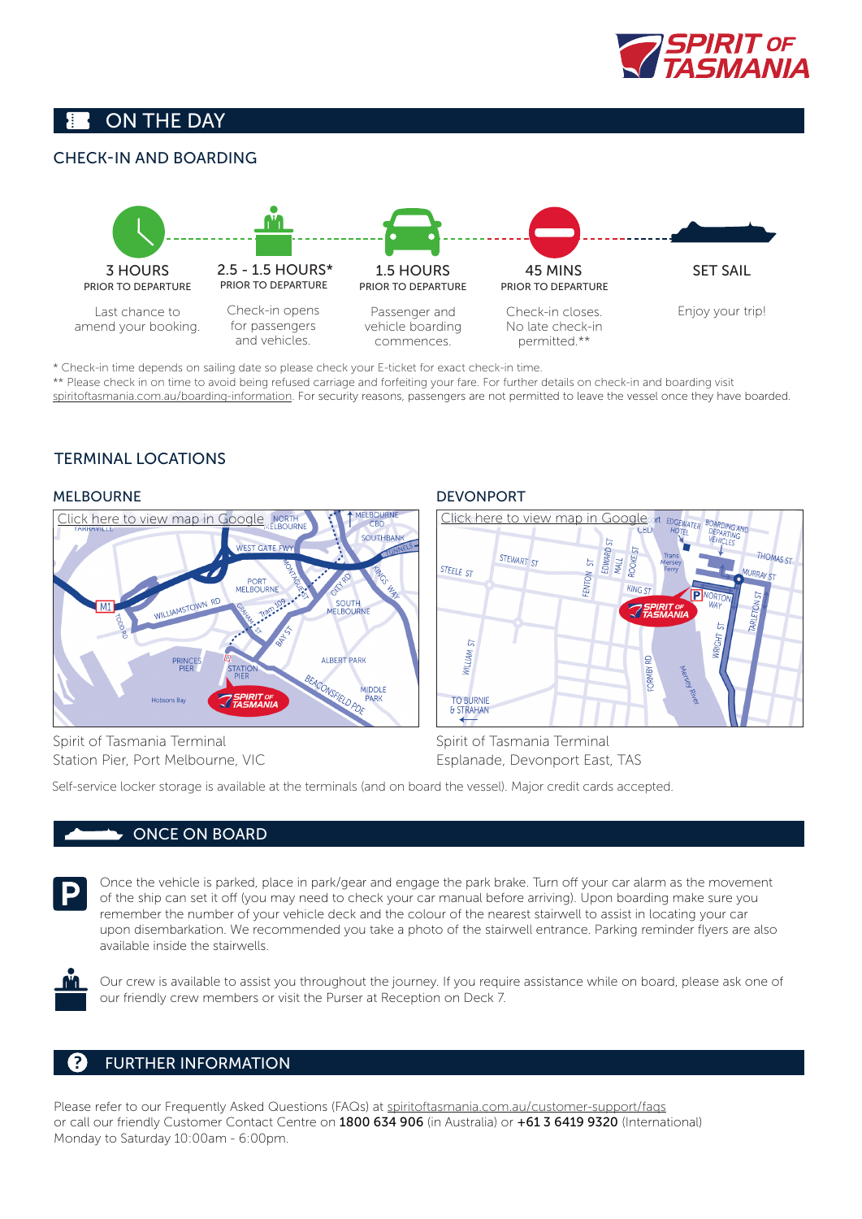## ON THE DAY

### CHECK-IN AND BOARDING

**3 HOURS**
PRIOR TO DEPARTURE

Last chance to amend your booking.

**2.5 - 1.5 HOURS***
PRIOR TO DEPARTURE

Check-in opens for passengers and vehicles.

**1.5 HOURS**
PRIOR TO DEPARTURE

Passenger and vehicle boarding commences.

**45 MINS**
PRIOR TO DEPARTURE

Check-in closes. No late check-in permitted.**

**SET SAIL**

Enjoy your trip!

\* Check-in time depends on sailing date so please check your E-ticket for exact check-in time.
\*\* Please check in on time to avoid being refused carriage and forfeiting your fare. For further details on check-in and boarding visit spiritoftasmania.com.au/boarding-information. For security reasons, passengers are not permitted to leave the vessel once they have boarded.

### TERMINAL LOCATIONS

#### MELBOURNE

Click here to view map in Google

Spirit of Tasmania Terminal
Station Pier, Port Melbourne, VIC

#### DEVONPORT

Click here to view map in Google

Spirit of Tasmania Terminal
Esplanade, Devonport East, TAS

Self-service locker storage is available at the terminals (and on board the vessel). Major credit cards accepted.

## ONCE ON BOARD

Once the vehicle is parked, place in park/gear and engage the park brake. Turn off your car alarm as the movement of the ship can set it off (you may need to check your car manual before arriving). Upon boarding make sure you remember the number of your vehicle deck and the colour of the nearest stairwell to assist in locating your car upon disembarkation. We recommended you take a photo of the stairwell entrance. Parking reminder flyers are also available inside the stairwells.

Our crew is available to assist you throughout the journey. If you require assistance while on board, please ask one of our friendly crew members or visit the Purser at Reception on Deck 7.

## FURTHER INFORMATION

Please refer to our Frequently Asked Questions (FAQs) at spiritoftasmania.com.au/customer-support/faqs or call our friendly Customer Contact Centre on **1800 634 906** (in Australia) or **+61 3 6419 9320** (International) Monday to Saturday 10:00am - 6:00pm.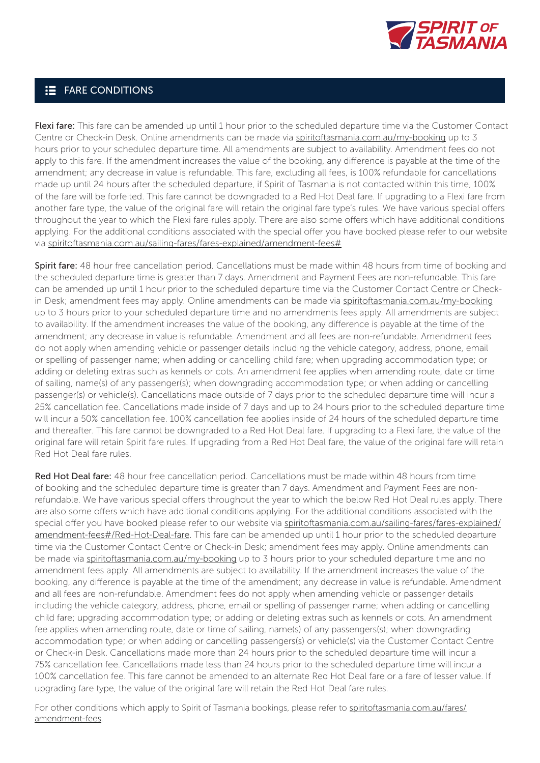## FARE CONDITIONS

**Flexi fare:** This fare can be amended up until 1 hour prior to the scheduled departure time via the Customer Contact Centre or Check-in Desk. Online amendments can be made via spiritoftasmania.com.au/my-booking up to 3 hours prior to your scheduled departure time. All amendments are subject to availability. Amendment fees do not apply to this fare. If the amendment increases the value of the booking, any difference is payable at the time of the amendment; any decrease in value is refundable. This fare, excluding all fees, is 100% refundable for cancellations made up until 24 hours after the scheduled departure, if Spirit of Tasmania is not contacted within this time, 100% of the fare will be forfeited. This fare cannot be downgraded to a Red Hot Deal fare. If upgrading to a Flexi fare from another fare type, the value of the original fare will retain the original fare type's rules. We have various special offers throughout the year to which the Flexi fare rules apply. There are also some offers which have additional conditions applying. For the additional conditions associated with the special offer you have booked please refer to our website via spiritoftasmania.com.au/sailing-fares/fares-explained/amendment-fees#

**Spirit fare:** 48 hour free cancellation period. Cancellations must be made within 48 hours from time of booking and the scheduled departure time is greater than 7 days. Amendment and Payment Fees are non-refundable. This fare can be amended up until 1 hour prior to the scheduled departure time via the Customer Contact Centre or Check-in Desk; amendment fees may apply. Online amendments can be made via spiritoftasmania.com.au/my-booking up to 3 hours prior to your scheduled departure time and no amendments fees apply. All amendments are subject to availability. If the amendment increases the value of the booking, any difference is payable at the time of the amendment; any decrease in value is refundable. Amendment and all fees are non-refundable. Amendment fees do not apply when amending vehicle or passenger details including the vehicle category, address, phone, email or spelling of passenger name; when adding or cancelling child fare; when upgrading accommodation type; or adding or deleting extras such as kennels or cots. An amendment fee applies when amending route, date or time of sailing, name(s) of any passenger(s); when downgrading accommodation type; or when adding or cancelling passenger(s) or vehicle(s). Cancellations made outside of 7 days prior to the scheduled departure time will incur a 25% cancellation fee. Cancellations made inside of 7 days and up to 24 hours prior to the scheduled departure time will incur a 50% cancellation fee. 100% cancellation fee applies inside of 24 hours of the scheduled departure time and thereafter. This fare cannot be downgraded to a Red Hot Deal fare. If upgrading to a Flexi fare, the value of the original fare will retain Spirit fare rules. If upgrading from a Red Hot Deal fare, the value of the original fare will retain Red Hot Deal fare rules.

**Red Hot Deal fare:** 48 hour free cancellation period. Cancellations must be made within 48 hours from time of booking and the scheduled departure time is greater than 7 days. Amendment and Payment Fees are non-refundable. We have various special offers throughout the year to which the below Red Hot Deal rules apply. There are also some offers which have additional conditions applying. For the additional conditions associated with the special offer you have booked please refer to our website via spiritoftasmania.com.au/sailing-fares/fares-explained/amendment-fees#/Red-Hot-Deal-fare. This fare can be amended up until 1 hour prior to the scheduled departure time via the Customer Contact Centre or Check-in Desk; amendment fees may apply. Online amendments can be made via spiritoftasmania.com.au/my-booking up to 3 hours prior to your scheduled departure time and no amendment fees apply. All amendments are subject to availability. If the amendment increases the value of the booking, any difference is payable at the time of the amendment; any decrease in value is refundable. Amendment and all fees are non-refundable. Amendment fees do not apply when amending vehicle or passenger details including the vehicle category, address, phone, email or spelling of passenger name; when adding or cancelling child fare; upgrading accommodation type; or adding or deleting extras such as kennels or cots. An amendment fee applies when amending route, date or time of sailing, name(s) of any passengers(s); when downgrading accommodation type; or when adding or cancelling passengers(s) or vehicle(s) via the Customer Contact Centre or Check-in Desk. Cancellations made more than 24 hours prior to the scheduled departure time will incur a 75% cancellation fee. Cancellations made less than 24 hours prior to the scheduled departure time will incur a 100% cancellation fee. This fare cannot be amended to an alternate Red Hot Deal fare or a fare of lesser value. If upgrading fare type, the value of the original fare will retain the Red Hot Deal fare rules.

For other conditions which apply to Spirit of Tasmania bookings, please refer to spiritoftasmania.com.au/fares/amendment-fees.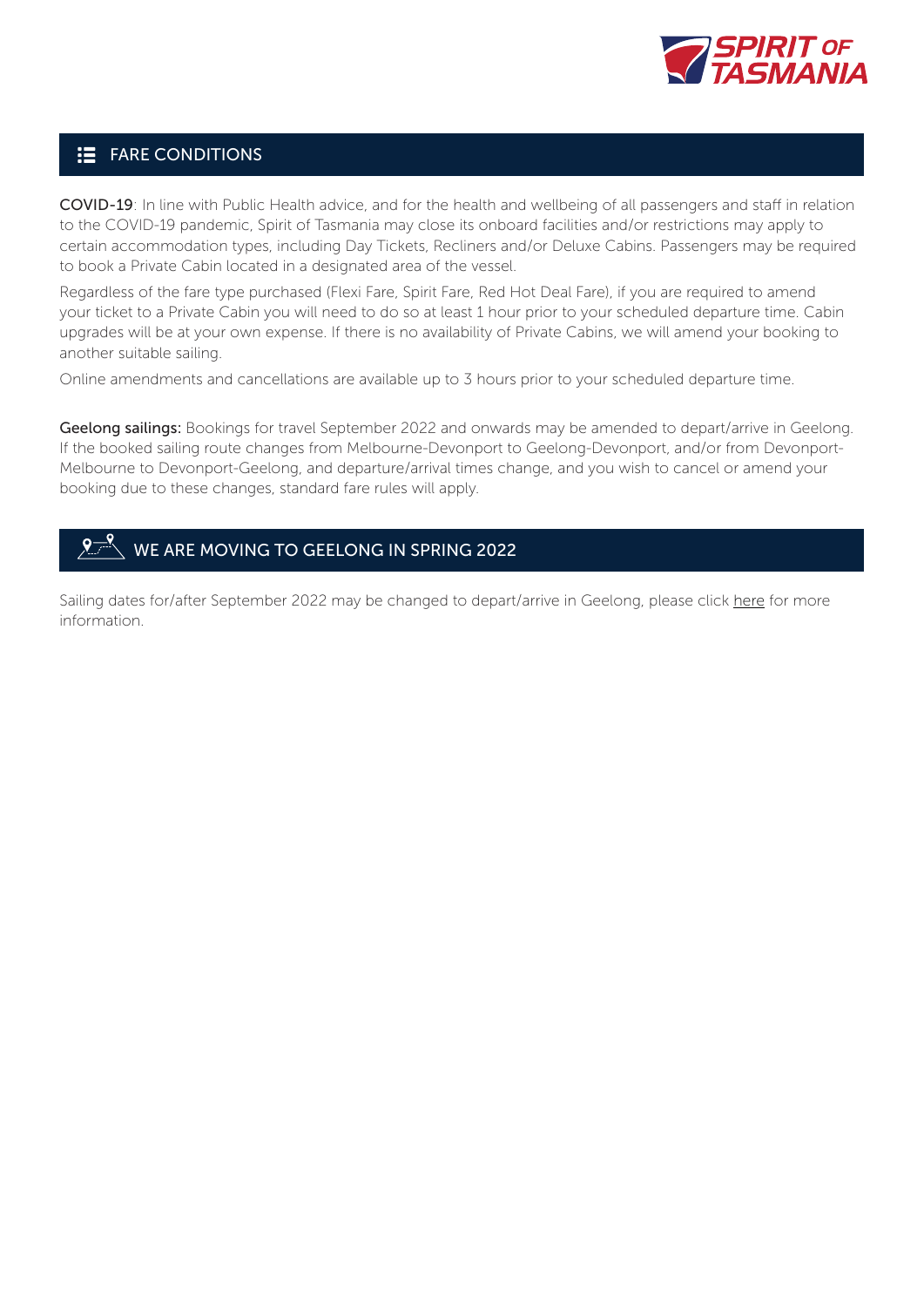## FARE CONDITIONS

**COVID-19**: In line with Public Health advice, and for the health and wellbeing of all passengers and staff in relation to the COVID-19 pandemic, Spirit of Tasmania may close its onboard facilities and/or restrictions may apply to certain accommodation types, including Day Tickets, Recliners and/or Deluxe Cabins. Passengers may be required to book a Private Cabin located in a designated area of the vessel.

Regardless of the fare type purchased (Flexi Fare, Spirit Fare, Red Hot Deal Fare), if you are required to amend your ticket to a Private Cabin you will need to do so at least 1 hour prior to your scheduled departure time. Cabin upgrades will be at your own expense. If there is no availability of Private Cabins, we will amend your booking to another suitable sailing.

Online amendments and cancellations are available up to 3 hours prior to your scheduled departure time.

**Geelong sailings:** Bookings for travel September 2022 and onwards may be amended to depart/arrive in Geelong. If the booked sailing route changes from Melbourne-Devonport to Geelong-Devonport, and/or from Devonport-Melbourne to Devonport-Geelong, and departure/arrival times change, and you wish to cancel or amend your booking due to these changes, standard fare rules will apply.

## WE ARE MOVING TO GEELONG IN SPRING 2022

Sailing dates for/after September 2022 may be changed to depart/arrive in Geelong, please click here for more information.